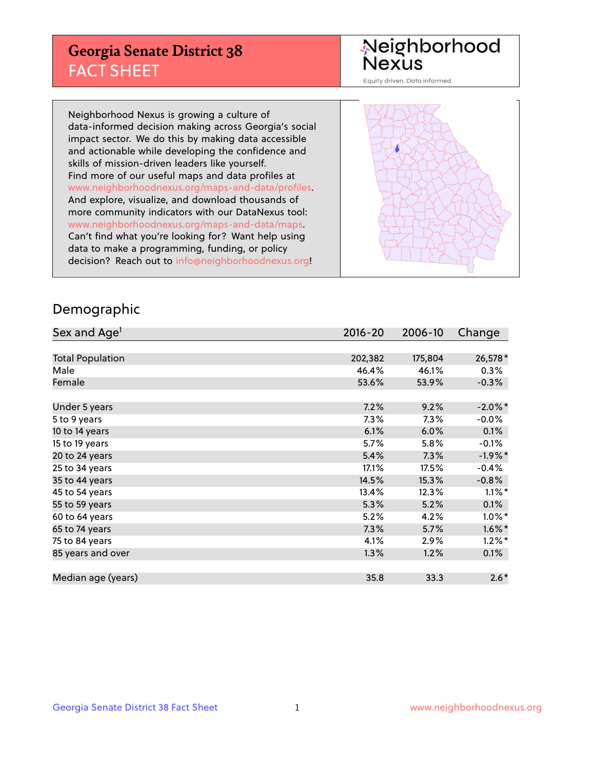# Georgia Senate District 38
## FACT SHEET

Neighborhood Nexus
Equity driven. Data informed.

Neighborhood Nexus is growing a culture of data-informed decision making across Georgia's social impact sector. We do this by making data accessible and actionable while developing the confidence and skills of mission-driven leaders like yourself. Find more of our useful maps and data profiles at www.neighborhoodnexus.org/maps-and-data/profiles. And explore, visualize, and download thousands of more community indicators with our DataNexus tool: www.neighborhoodnexus.org/maps-and-data/maps. Can't find what you're looking for? Want help using data to make a programming, funding, or policy decision? Reach out to info@neighborhoodnexus.org!

## Demographic

| Sex and Age[1] | 2016-20 | 2006-10 | Change |
|---|---|---|---|
| Total Population | 202,382 | 175,804 | 26,578* |
| Male | 46.4% | 46.1% | 0.3% |
| Female | 53.6% | 53.9% | -0.3% |
| | | | |
| Under 5 years | 7.2% | 9.2% | -2.0%* |
| 5 to 9 years | 7.3% | 7.3% | -0.0% |
| 10 to 14 years | 6.1% | 6.0% | 0.1% |
| 15 to 19 years | 5.7% | 5.8% | -0.1% |
| 20 to 24 years | 5.4% | 7.3% | -1.9%* |
| 25 to 34 years | 17.1% | 17.5% | -0.4% |
| 35 to 44 years | 14.5% | 15.3% | -0.8% |
| 45 to 54 years | 13.4% | 12.3% | 1.1%* |
| 55 to 59 years | 5.3% | 5.2% | 0.1% |
| 60 to 64 years | 5.2% | 4.2% | 1.0%* |
| 65 to 74 years | 7.3% | 5.7% | 1.6%* |
| 75 to 84 years | 4.1% | 2.9% | 1.2%* |
| 85 years and over | 1.3% | 1.2% | 0.1% |
| | | | |
| Median age (years) | 35.8 | 33.3 | 2.6* |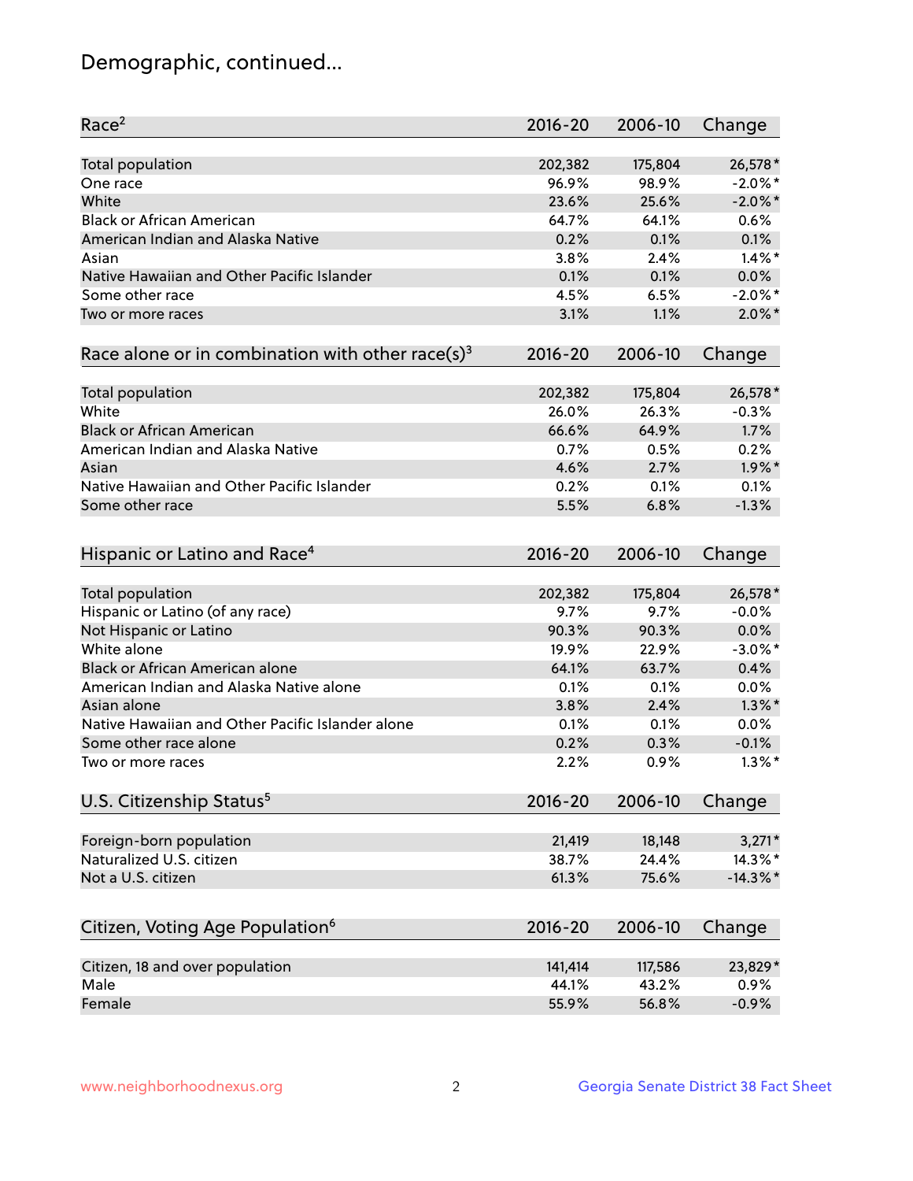## Demographic, continued...

| Race[2] | 2016-20 | 2006-10 | Change |
|---|---|---|---|
| Total population | 202,382 | 175,804 | 26,578* |
| One race | 96.9% | 98.9% | -2.0%* |
| White | 23.6% | 25.6% | -2.0%* |
| Black or African American | 64.7% | 64.1% | 0.6% |
| American Indian and Alaska Native | 0.2% | 0.1% | 0.1% |
| Asian | 3.8% | 2.4% | 1.4%* |
| Native Hawaiian and Other Pacific Islander | 0.1% | 0.1% | 0.0% |
| Some other race | 4.5% | 6.5% | -2.0%* |
| Two or more races | 3.1% | 1.1% | 2.0%* |

| Race alone or in combination with other race(s)[3] | 2016-20 | 2006-10 | Change |
|---|---|---|---|
| Total population | 202,382 | 175,804 | 26,578* |
| White | 26.0% | 26.3% | -0.3% |
| Black or African American | 66.6% | 64.9% | 1.7% |
| American Indian and Alaska Native | 0.7% | 0.5% | 0.2% |
| Asian | 4.6% | 2.7% | 1.9%* |
| Native Hawaiian and Other Pacific Islander | 0.2% | 0.1% | 0.1% |
| Some other race | 5.5% | 6.8% | -1.3% |

| Hispanic or Latino and Race[4] | 2016-20 | 2006-10 | Change |
|---|---|---|---|
| Total population | 202,382 | 175,804 | 26,578* |
| Hispanic or Latino (of any race) | 9.7% | 9.7% | -0.0% |
| Not Hispanic or Latino | 90.3% | 90.3% | 0.0% |
| White alone | 19.9% | 22.9% | -3.0%* |
| Black or African American alone | 64.1% | 63.7% | 0.4% |
| American Indian and Alaska Native alone | 0.1% | 0.1% | 0.0% |
| Asian alone | 3.8% | 2.4% | 1.3%* |
| Native Hawaiian and Other Pacific Islander alone | 0.1% | 0.1% | 0.0% |
| Some other race alone | 0.2% | 0.3% | -0.1% |
| Two or more races | 2.2% | 0.9% | 1.3%* |

| U.S. Citizenship Status[5] | 2016-20 | 2006-10 | Change |
|---|---|---|---|
| Foreign-born population | 21,419 | 18,148 | 3,271* |
| Naturalized U.S. citizen | 38.7% | 24.4% | 14.3%* |
| Not a U.S. citizen | 61.3% | 75.6% | -14.3%* |

| Citizen, Voting Age Population[6] | 2016-20 | 2006-10 | Change |
|---|---|---|---|
| Citizen, 18 and over population | 141,414 | 117,586 | 23,829* |
| Male | 44.1% | 43.2% | 0.9% |
| Female | 55.9% | 56.8% | -0.9% |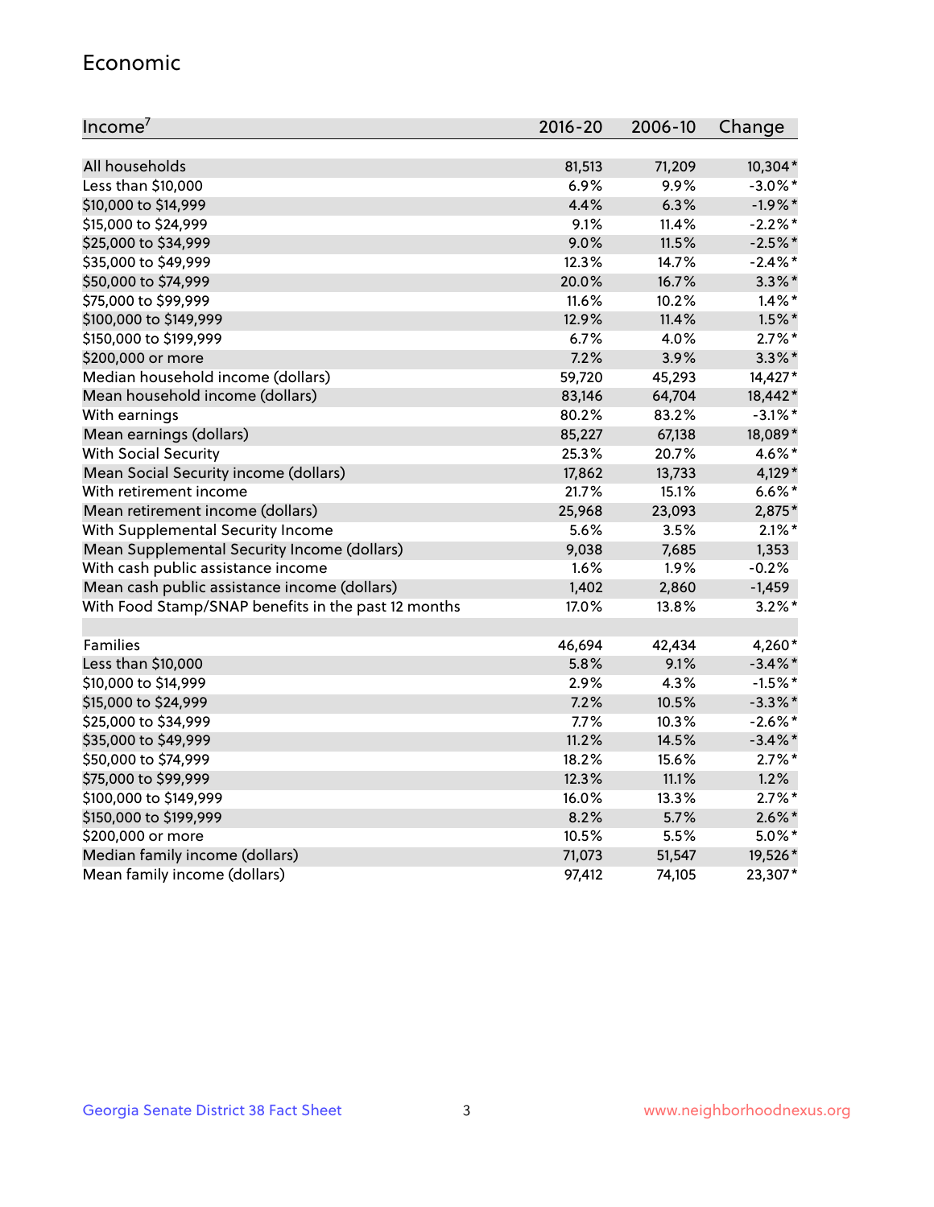## Economic

| Income[7] | 2016-20 | 2006-10 | Change |
|---|---|---|---|
| All households | 81,513 | 71,209 | 10,304* |
| Less than $10,000 | 6.9% | 9.9% | -3.0%* |
| $10,000 to $14,999 | 4.4% | 6.3% | -1.9%* |
| $15,000 to $24,999 | 9.1% | 11.4% | -2.2%* |
| $25,000 to $34,999 | 9.0% | 11.5% | -2.5%* |
| $35,000 to $49,999 | 12.3% | 14.7% | -2.4%* |
| $50,000 to $74,999 | 20.0% | 16.7% | 3.3%* |
| $75,000 to $99,999 | 11.6% | 10.2% | 1.4%* |
| $100,000 to $149,999 | 12.9% | 11.4% | 1.5%* |
| $150,000 to $199,999 | 6.7% | 4.0% | 2.7%* |
| $200,000 or more | 7.2% | 3.9% | 3.3%* |
| Median household income (dollars) | 59,720 | 45,293 | 14,427* |
| Mean household income (dollars) | 83,146 | 64,704 | 18,442* |
| With earnings | 80.2% | 83.2% | -3.1%* |
| Mean earnings (dollars) | 85,227 | 67,138 | 18,089* |
| With Social Security | 25.3% | 20.7% | 4.6%* |
| Mean Social Security income (dollars) | 17,862 | 13,733 | 4,129* |
| With retirement income | 21.7% | 15.1% | 6.6%* |
| Mean retirement income (dollars) | 25,968 | 23,093 | 2,875* |
| With Supplemental Security Income | 5.6% | 3.5% | 2.1%* |
| Mean Supplemental Security Income (dollars) | 9,038 | 7,685 | 1,353 |
| With cash public assistance income | 1.6% | 1.9% | -0.2% |
| Mean cash public assistance income (dollars) | 1,402 | 2,860 | -1,459 |
| With Food Stamp/SNAP benefits in the past 12 months | 17.0% | 13.8% | 3.2%* |
| | | | |
| Families | 46,694 | 42,434 | 4,260* |
| Less than $10,000 | 5.8% | 9.1% | -3.4%* |
| $10,000 to $14,999 | 2.9% | 4.3% | -1.5%* |
| $15,000 to $24,999 | 7.2% | 10.5% | -3.3%* |
| $25,000 to $34,999 | 7.7% | 10.3% | -2.6%* |
| $35,000 to $49,999 | 11.2% | 14.5% | -3.4%* |
| $50,000 to $74,999 | 18.2% | 15.6% | 2.7%* |
| $75,000 to $99,999 | 12.3% | 11.1% | 1.2% |
| $100,000 to $149,999 | 16.0% | 13.3% | 2.7%* |
| $150,000 to $199,999 | 8.2% | 5.7% | 2.6%* |
| $200,000 or more | 10.5% | 5.5% | 5.0%* |
| Median family income (dollars) | 71,073 | 51,547 | 19,526* |
| Mean family income (dollars) | 97,412 | 74,105 | 23,307* |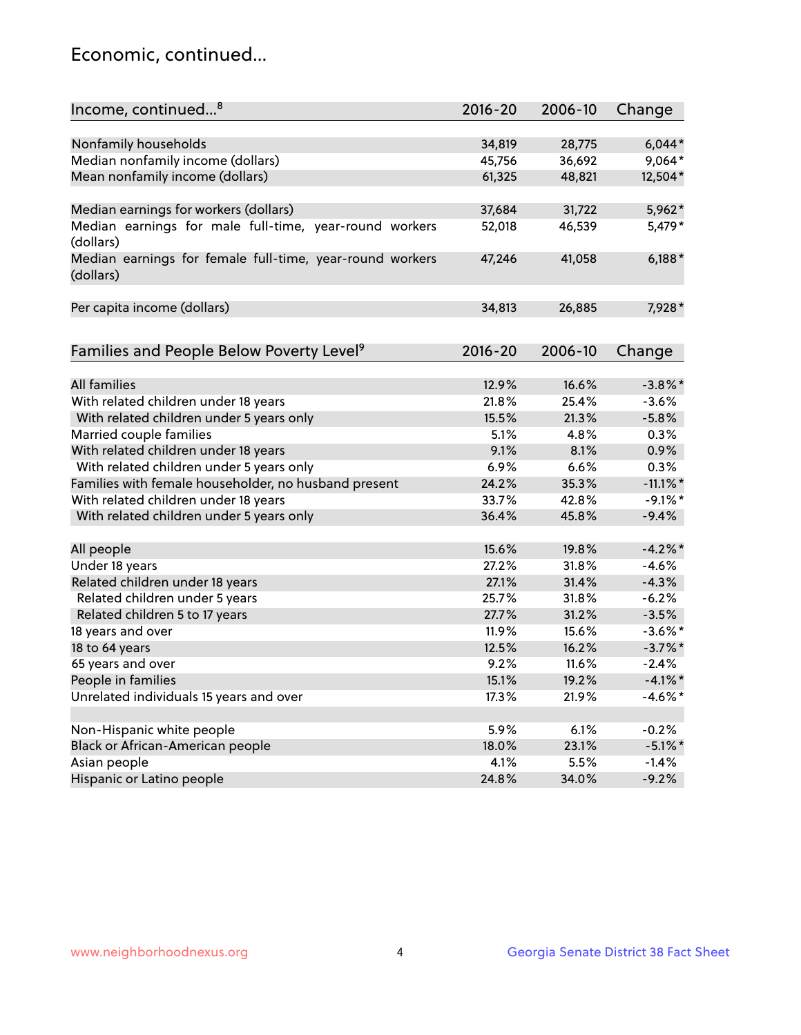# Economic, continued...

| Income, continued...[8] | 2016-20 | 2006-10 | Change |
|---|---|---|---|
| Nonfamily households | 34,819 | 28,775 | 6,044* |
| Median nonfamily income (dollars) | 45,756 | 36,692 | 9,064* |
| Mean nonfamily income (dollars) | 61,325 | 48,821 | 12,504* |
| Median earnings for workers (dollars) | 37,684 | 31,722 | 5,962* |
| Median earnings for male full-time, year-round workers (dollars) | 52,018 | 46,539 | 5,479* |
| Median earnings for female full-time, year-round workers (dollars) | 47,246 | 41,058 | 6,188* |
| Per capita income (dollars) | 34,813 | 26,885 | 7,928* |

| Families and People Below Poverty Level[9] | 2016-20 | 2006-10 | Change |
|---|---|---|---|
| All families | 12.9% | 16.6% | -3.8%* |
| With related children under 18 years | 21.8% | 25.4% | -3.6% |
| With related children under 5 years only | 15.5% | 21.3% | -5.8% |
| Married couple families | 5.1% | 4.8% | 0.3% |
| With related children under 18 years | 9.1% | 8.1% | 0.9% |
| With related children under 5 years only | 6.9% | 6.6% | 0.3% |
| Families with female householder, no husband present | 24.2% | 35.3% | -11.1%* |
| With related children under 18 years | 33.7% | 42.8% | -9.1%* |
| With related children under 5 years only | 36.4% | 45.8% | -9.4% |
| All people | 15.6% | 19.8% | -4.2%* |
| Under 18 years | 27.2% | 31.8% | -4.6% |
| Related children under 18 years | 27.1% | 31.4% | -4.3% |
| Related children under 5 years | 25.7% | 31.8% | -6.2% |
| Related children 5 to 17 years | 27.7% | 31.2% | -3.5% |
| 18 years and over | 11.9% | 15.6% | -3.6%* |
| 18 to 64 years | 12.5% | 16.2% | -3.7%* |
| 65 years and over | 9.2% | 11.6% | -2.4% |
| People in families | 15.1% | 19.2% | -4.1%* |
| Unrelated individuals 15 years and over | 17.3% | 21.9% | -4.6%* |
| Non-Hispanic white people | 5.9% | 6.1% | -0.2% |
| Black or African-American people | 18.0% | 23.1% | -5.1%* |
| Asian people | 4.1% | 5.5% | -1.4% |
| Hispanic or Latino people | 24.8% | 34.0% | -9.2% |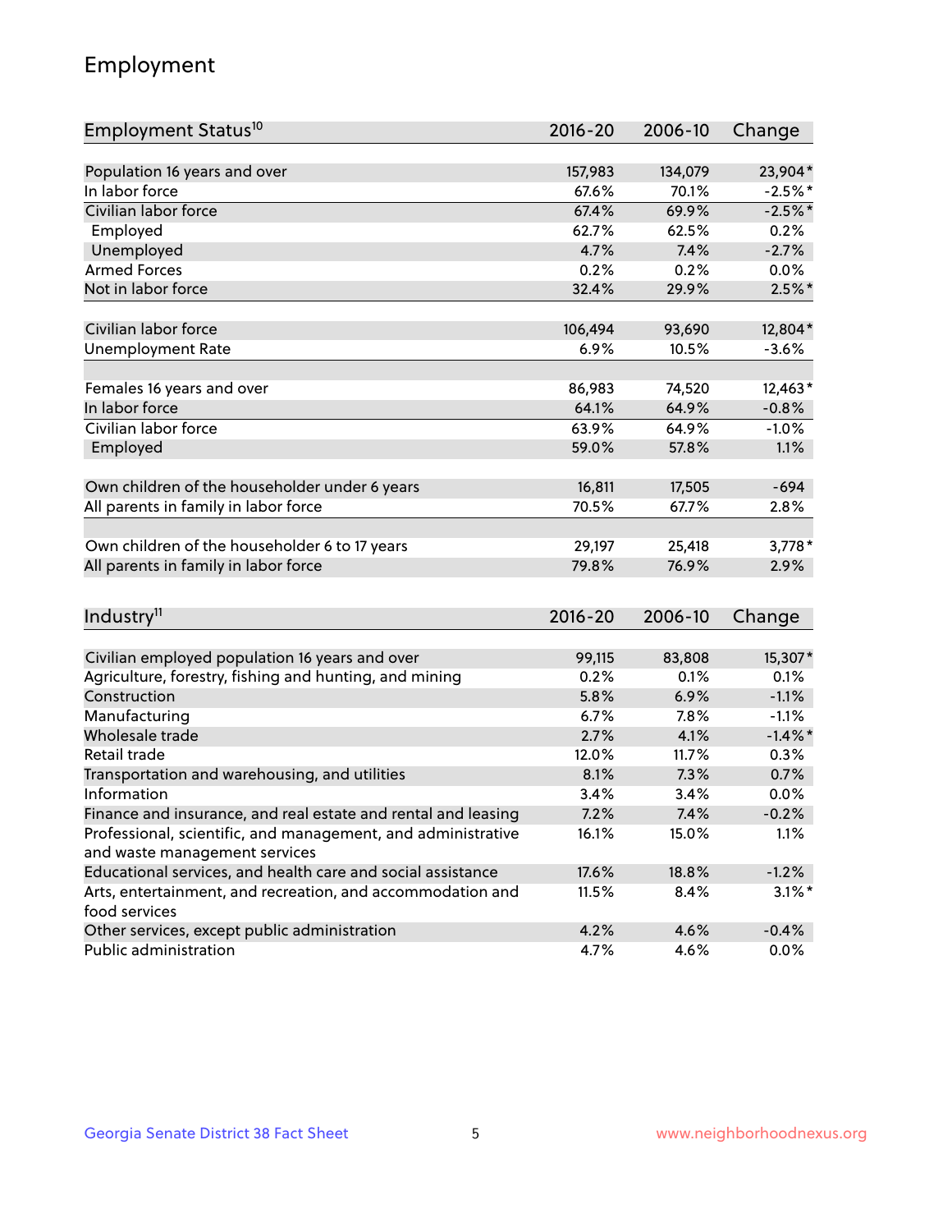# Employment

| Employment Status[10] | 2016-20 | 2006-10 | Change |
|---|---|---|---|
| Population 16 years and over | 157,983 | 134,079 | 23,904* |
| In labor force | 67.6% | 70.1% | -2.5%* |
| Civilian labor force | 67.4% | 69.9% | -2.5%* |
| Employed | 62.7% | 62.5% | 0.2% |
| Unemployed | 4.7% | 7.4% | -2.7% |
| Armed Forces | 0.2% | 0.2% | 0.0% |
| Not in labor force | 32.4% | 29.9% | 2.5%* |
| | | | |
| Civilian labor force | 106,494 | 93,690 | 12,804* |
| Unemployment Rate | 6.9% | 10.5% | -3.6% |
| | | | |
| Females 16 years and over | 86,983 | 74,520 | 12,463* |
| In labor force | 64.1% | 64.9% | -0.8% |
| Civilian labor force | 63.9% | 64.9% | -1.0% |
| Employed | 59.0% | 57.8% | 1.1% |
| | | | |
| Own children of the householder under 6 years | 16,811 | 17,505 | -694 |
| All parents in family in labor force | 70.5% | 67.7% | 2.8% |
| | | | |
| Own children of the householder 6 to 17 years | 29,197 | 25,418 | 3,778* |
| All parents in family in labor force | 79.8% | 76.9% | 2.9% |

| Industry[11] | 2016-20 | 2006-10 | Change |
|---|---|---|---|
| Civilian employed population 16 years and over | 99,115 | 83,808 | 15,307* |
| Agriculture, forestry, fishing and hunting, and mining | 0.2% | 0.1% | 0.1% |
| Construction | 5.8% | 6.9% | -1.1% |
| Manufacturing | 6.7% | 7.8% | -1.1% |
| Wholesale trade | 2.7% | 4.1% | -1.4%* |
| Retail trade | 12.0% | 11.7% | 0.3% |
| Transportation and warehousing, and utilities | 8.1% | 7.3% | 0.7% |
| Information | 3.4% | 3.4% | 0.0% |
| Finance and insurance, and real estate and rental and leasing | 7.2% | 7.4% | -0.2% |
| Professional, scientific, and management, and administrative and waste management services | 16.1% | 15.0% | 1.1% |
| Educational services, and health care and social assistance | 17.6% | 18.8% | -1.2% |
| Arts, entertainment, and recreation, and accommodation and food services | 11.5% | 8.4% | 3.1%* |
| Other services, except public administration | 4.2% | 4.6% | -0.4% |
| Public administration | 4.7% | 4.6% | 0.0% |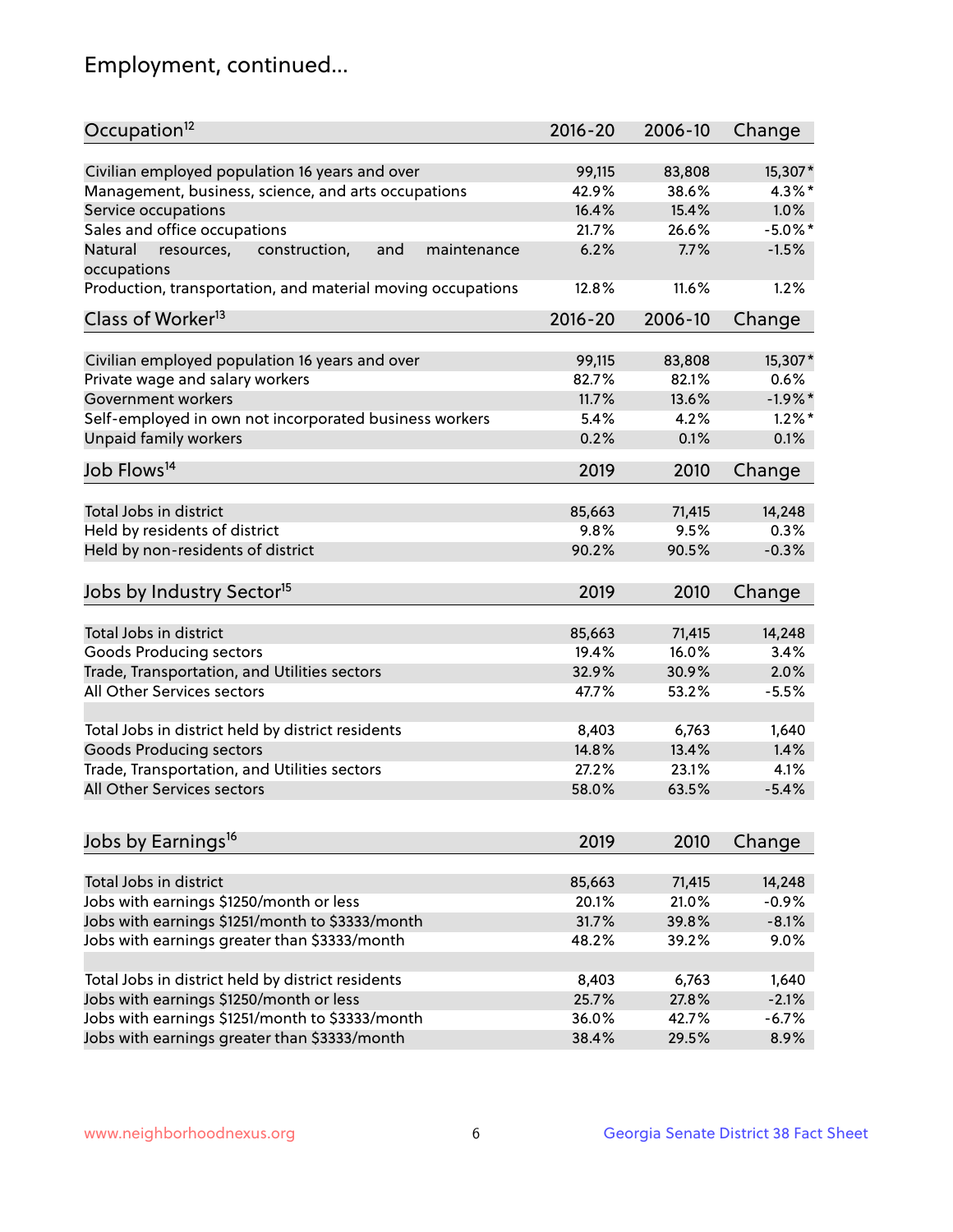# Employment, continued...

| Occupation[12] | 2016-20 | 2006-10 | Change |
|---|---|---|---|
| Civilian employed population 16 years and over | 99,115 | 83,808 | 15,307* |
| Management, business, science, and arts occupations | 42.9% | 38.6% | 4.3%* |
| Service occupations | 16.4% | 15.4% | 1.0% |
| Sales and office occupations | 21.7% | 26.6% | -5.0%* |
| Natural resources, construction, and maintenance occupations | 6.2% | 7.7% | -1.5% |
| Production, transportation, and material moving occupations | 12.8% | 11.6% | 1.2% |

| Class of Worker[13] | 2016-20 | 2006-10 | Change |
|---|---|---|---|
| Civilian employed population 16 years and over | 99,115 | 83,808 | 15,307* |
| Private wage and salary workers | 82.7% | 82.1% | 0.6% |
| Government workers | 11.7% | 13.6% | -1.9%* |
| Self-employed in own not incorporated business workers | 5.4% | 4.2% | 1.2%* |
| Unpaid family workers | 0.2% | 0.1% | 0.1% |

| Job Flows[14] | 2019 | 2010 | Change |
|---|---|---|---|
| Total Jobs in district | 85,663 | 71,415 | 14,248 |
| Held by residents of district | 9.8% | 9.5% | 0.3% |
| Held by non-residents of district | 90.2% | 90.5% | -0.3% |

| Jobs by Industry Sector[15] | 2019 | 2010 | Change |
|---|---|---|---|
| Total Jobs in district | 85,663 | 71,415 | 14,248 |
| Goods Producing sectors | 19.4% | 16.0% | 3.4% |
| Trade, Transportation, and Utilities sectors | 32.9% | 30.9% | 2.0% |
| All Other Services sectors | 47.7% | 53.2% | -5.5% |
| | | | |
| Total Jobs in district held by district residents | 8,403 | 6,763 | 1,640 |
| Goods Producing sectors | 14.8% | 13.4% | 1.4% |
| Trade, Transportation, and Utilities sectors | 27.2% | 23.1% | 4.1% |
| All Other Services sectors | 58.0% | 63.5% | -5.4% |

| Jobs by Earnings[16] | 2019 | 2010 | Change |
|---|---|---|---|
| Total Jobs in district | 85,663 | 71,415 | 14,248 |
| Jobs with earnings $1250/month or less | 20.1% | 21.0% | -0.9% |
| Jobs with earnings $1251/month to $3333/month | 31.7% | 39.8% | -8.1% |
| Jobs with earnings greater than $3333/month | 48.2% | 39.2% | 9.0% |
| | | | |
| Total Jobs in district held by district residents | 8,403 | 6,763 | 1,640 |
| Jobs with earnings $1250/month or less | 25.7% | 27.8% | -2.1% |
| Jobs with earnings $1251/month to $3333/month | 36.0% | 42.7% | -6.7% |
| Jobs with earnings greater than $3333/month | 38.4% | 29.5% | 8.9% |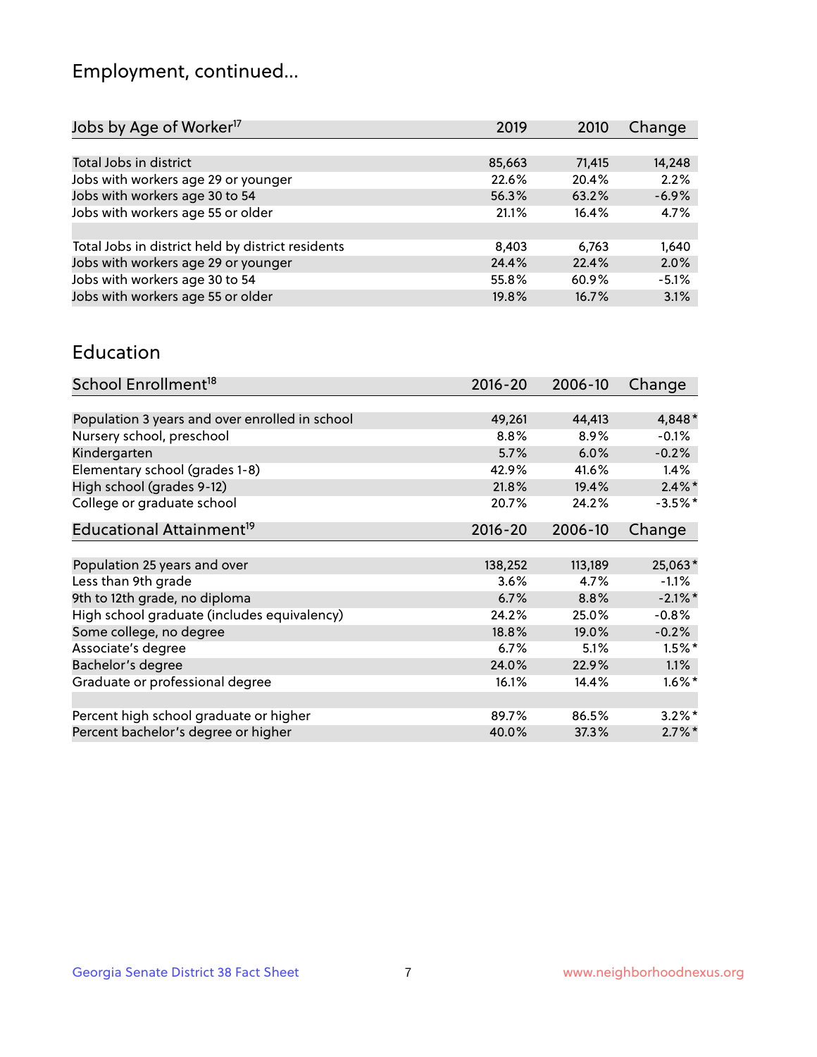## Employment, continued...

| Jobs by Age of Worker[17] | 2019 | 2010 | Change |
|---|---|---|---|
| Total Jobs in district | 85,663 | 71,415 | 14,248 |
| Jobs with workers age 29 or younger | 22.6% | 20.4% | 2.2% |
| Jobs with workers age 30 to 54 | 56.3% | 63.2% | -6.9% |
| Jobs with workers age 55 or older | 21.1% | 16.4% | 4.7% |
| | | | |
| Total Jobs in district held by district residents | 8,403 | 6,763 | 1,640 |
| Jobs with workers age 29 or younger | 24.4% | 22.4% | 2.0% |
| Jobs with workers age 30 to 54 | 55.8% | 60.9% | -5.1% |
| Jobs with workers age 55 or older | 19.8% | 16.7% | 3.1% |

## Education

| School Enrollment[18] | 2016-20 | 2006-10 | Change |
|---|---|---|---|
| Population 3 years and over enrolled in school | 49,261 | 44,413 | 4,848* |
| Nursery school, preschool | 8.8% | 8.9% | -0.1% |
| Kindergarten | 5.7% | 6.0% | -0.2% |
| Elementary school (grades 1-8) | 42.9% | 41.6% | 1.4% |
| High school (grades 9-12) | 21.8% | 19.4% | 2.4%* |
| College or graduate school | 20.7% | 24.2% | -3.5%* |

| Educational Attainment[19] | 2016-20 | 2006-10 | Change |
|---|---|---|---|
| Population 25 years and over | 138,252 | 113,189 | 25,063* |
| Less than 9th grade | 3.6% | 4.7% | -1.1% |
| 9th to 12th grade, no diploma | 6.7% | 8.8% | -2.1%* |
| High school graduate (includes equivalency) | 24.2% | 25.0% | -0.8% |
| Some college, no degree | 18.8% | 19.0% | -0.2% |
| Associate's degree | 6.7% | 5.1% | 1.5%* |
| Bachelor's degree | 24.0% | 22.9% | 1.1% |
| Graduate or professional degree | 16.1% | 14.4% | 1.6%* |
| | | | |
| Percent high school graduate or higher | 89.7% | 86.5% | 3.2%* |
| Percent bachelor's degree or higher | 40.0% | 37.3% | 2.7%* |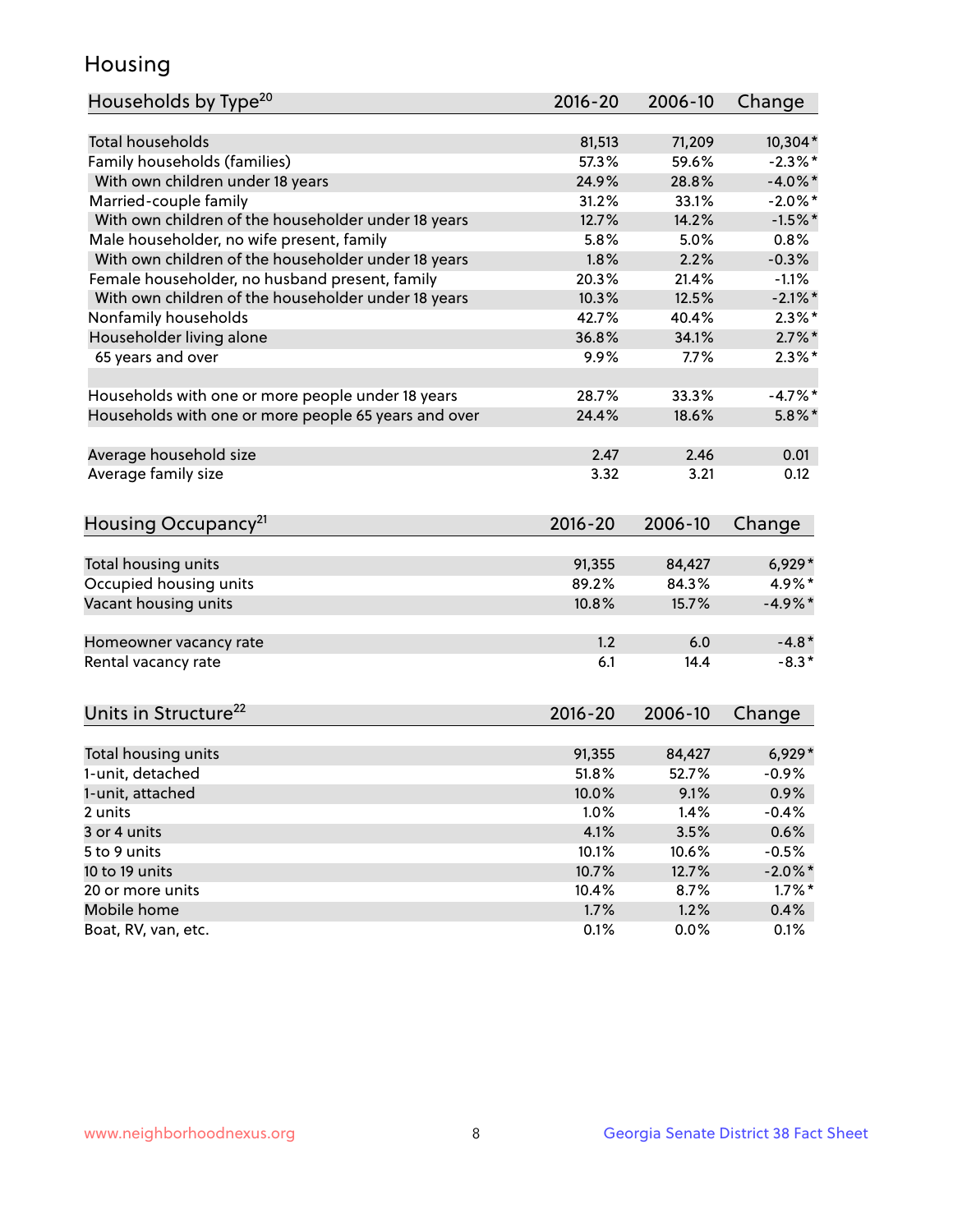# Housing

| Households by Type[20] | 2016-20 | 2006-10 | Change |
|---|---|---|---|
| Total households | 81,513 | 71,209 | 10,304* |
| Family households (families) | 57.3% | 59.6% | -2.3%* |
| With own children under 18 years | 24.9% | 28.8% | -4.0%* |
| Married-couple family | 31.2% | 33.1% | -2.0%* |
| With own children of the householder under 18 years | 12.7% | 14.2% | -1.5%* |
| Male householder, no wife present, family | 5.8% | 5.0% | 0.8% |
| With own children of the householder under 18 years | 1.8% | 2.2% | -0.3% |
| Female householder, no husband present, family | 20.3% | 21.4% | -1.1% |
| With own children of the householder under 18 years | 10.3% | 12.5% | -2.1%* |
| Nonfamily households | 42.7% | 40.4% | 2.3%* |
| Householder living alone | 36.8% | 34.1% | 2.7%* |
| 65 years and over | 9.9% | 7.7% | 2.3%* |
| | | | |
| Households with one or more people under 18 years | 28.7% | 33.3% | -4.7%* |
| Households with one or more people 65 years and over | 24.4% | 18.6% | 5.8%* |
| | | | |
| Average household size | 2.47 | 2.46 | 0.01 |
| Average family size | 3.32 | 3.21 | 0.12 |

| Housing Occupancy[21] | 2016-20 | 2006-10 | Change |
|---|---|---|---|
| Total housing units | 91,355 | 84,427 | 6,929* |
| Occupied housing units | 89.2% | 84.3% | 4.9%* |
| Vacant housing units | 10.8% | 15.7% | -4.9%* |
| | | | |
| Homeowner vacancy rate | 1.2 | 6.0 | -4.8* |
| Rental vacancy rate | 6.1 | 14.4 | -8.3* |

| Units in Structure[22] | 2016-20 | 2006-10 | Change |
|---|---|---|---|
| Total housing units | 91,355 | 84,427 | 6,929* |
| 1-unit, detached | 51.8% | 52.7% | -0.9% |
| 1-unit, attached | 10.0% | 9.1% | 0.9% |
| 2 units | 1.0% | 1.4% | -0.4% |
| 3 or 4 units | 4.1% | 3.5% | 0.6% |
| 5 to 9 units | 10.1% | 10.6% | -0.5% |
| 10 to 19 units | 10.7% | 12.7% | -2.0%* |
| 20 or more units | 10.4% | 8.7% | 1.7%* |
| Mobile home | 1.7% | 1.2% | 0.4% |
| Boat, RV, van, etc. | 0.1% | 0.0% | 0.1% |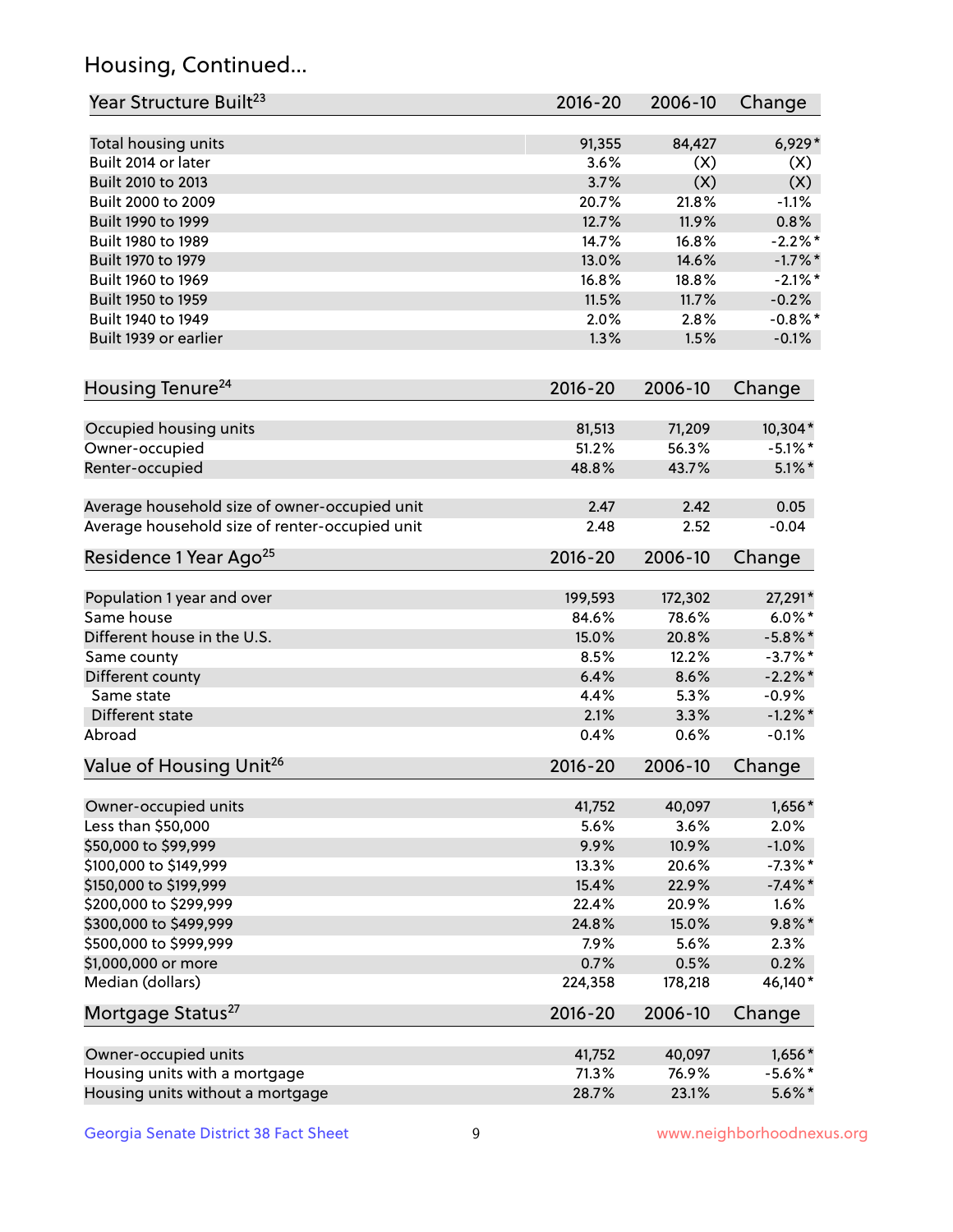## Housing, Continued...

| Year Structure Built[23] | 2016-20 | 2006-10 | Change |
|---|---|---|---|
| Total housing units | 91,355 | 84,427 | 6,929* |
| Built 2014 or later | 3.6% | (X) | (X) |
| Built 2010 to 2013 | 3.7% | (X) | (X) |
| Built 2000 to 2009 | 20.7% | 21.8% | -1.1% |
| Built 1990 to 1999 | 12.7% | 11.9% | 0.8% |
| Built 1980 to 1989 | 14.7% | 16.8% | -2.2%* |
| Built 1970 to 1979 | 13.0% | 14.6% | -1.7%* |
| Built 1960 to 1969 | 16.8% | 18.8% | -2.1%* |
| Built 1950 to 1959 | 11.5% | 11.7% | -0.2% |
| Built 1940 to 1949 | 2.0% | 2.8% | -0.8%* |
| Built 1939 or earlier | 1.3% | 1.5% | -0.1% |

| Housing Tenure[24] | 2016-20 | 2006-10 | Change |
|---|---|---|---|
| Occupied housing units | 81,513 | 71,209 | 10,304* |
| Owner-occupied | 51.2% | 56.3% | -5.1%* |
| Renter-occupied | 48.8% | 43.7% | 5.1%* |
| Average household size of owner-occupied unit | 2.47 | 2.42 | 0.05 |
| Average household size of renter-occupied unit | 2.48 | 2.52 | -0.04 |

| Residence 1 Year Ago[25] | 2016-20 | 2006-10 | Change |
|---|---|---|---|
| Population 1 year and over | 199,593 | 172,302 | 27,291* |
| Same house | 84.6% | 78.6% | 6.0%* |
| Different house in the U.S. | 15.0% | 20.8% | -5.8%* |
| Same county | 8.5% | 12.2% | -3.7%* |
| Different county | 6.4% | 8.6% | -2.2%* |
| Same state | 4.4% | 5.3% | -0.9% |
| Different state | 2.1% | 3.3% | -1.2%* |
| Abroad | 0.4% | 0.6% | -0.1% |

| Value of Housing Unit[26] | 2016-20 | 2006-10 | Change |
|---|---|---|---|
| Owner-occupied units | 41,752 | 40,097 | 1,656* |
| Less than $50,000 | 5.6% | 3.6% | 2.0% |
| $50,000 to $99,999 | 9.9% | 10.9% | -1.0% |
| $100,000 to $149,999 | 13.3% | 20.6% | -7.3%* |
| $150,000 to $199,999 | 15.4% | 22.9% | -7.4%* |
| $200,000 to $299,999 | 22.4% | 20.9% | 1.6% |
| $300,000 to $499,999 | 24.8% | 15.0% | 9.8%* |
| $500,000 to $999,999 | 7.9% | 5.6% | 2.3% |
| $1,000,000 or more | 0.7% | 0.5% | 0.2% |
| Median (dollars) | 224,358 | 178,218 | 46,140* |

| Mortgage Status[27] | 2016-20 | 2006-10 | Change |
|---|---|---|---|
| Owner-occupied units | 41,752 | 40,097 | 1,656* |
| Housing units with a mortgage | 71.3% | 76.9% | -5.6%* |
| Housing units without a mortgage | 28.7% | 23.1% | 5.6%* |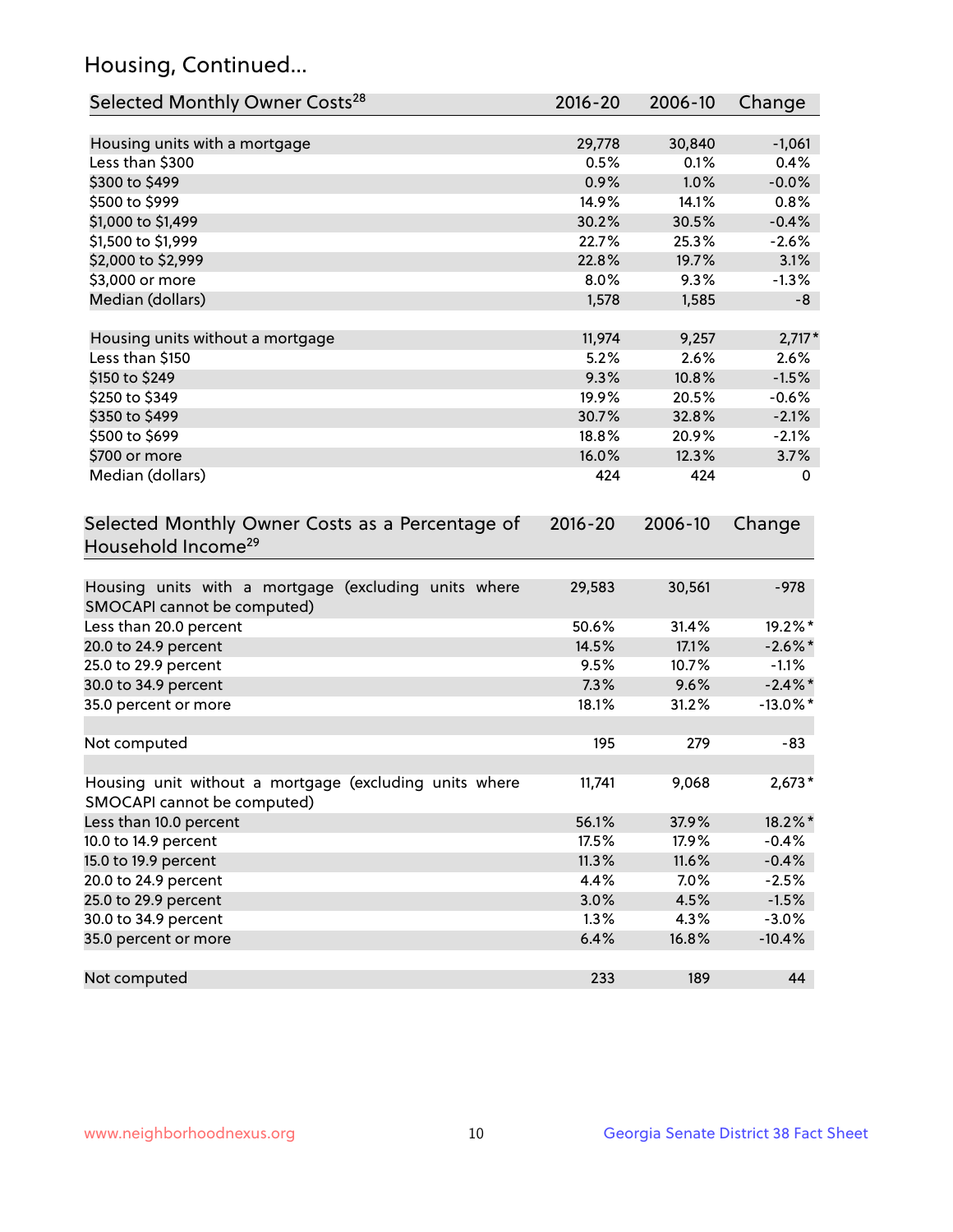## Housing, Continued...

| Selected Monthly Owner Costs[28] | 2016-20 | 2006-10 | Change |
|---|---|---|---|
| Housing units with a mortgage | 29,778 | 30,840 | -1,061 |
| Less than $300 | 0.5% | 0.1% | 0.4% |
| $300 to $499 | 0.9% | 1.0% | -0.0% |
| $500 to $999 | 14.9% | 14.1% | 0.8% |
| $1,000 to $1,499 | 30.2% | 30.5% | -0.4% |
| $1,500 to $1,999 | 22.7% | 25.3% | -2.6% |
| $2,000 to $2,999 | 22.8% | 19.7% | 3.1% |
| $3,000 or more | 8.0% | 9.3% | -1.3% |
| Median (dollars) | 1,578 | 1,585 | -8 |
| | | | |
| Housing units without a mortgage | 11,974 | 9,257 | 2,717* |
| Less than $150 | 5.2% | 2.6% | 2.6% |
| $150 to $249 | 9.3% | 10.8% | -1.5% |
| $250 to $349 | 19.9% | 20.5% | -0.6% |
| $350 to $499 | 30.7% | 32.8% | -2.1% |
| $500 to $699 | 18.8% | 20.9% | -2.1% |
| $700 or more | 16.0% | 12.3% | 3.7% |
| Median (dollars) | 424 | 424 | 0 |

| Selected Monthly Owner Costs as a Percentage of Household Income[29] | 2016-20 | 2006-10 | Change |
|---|---|---|---|
| Housing units with a mortgage (excluding units where SMOCAPI cannot be computed) | 29,583 | 30,561 | -978 |
| Less than 20.0 percent | 50.6% | 31.4% | 19.2%* |
| 20.0 to 24.9 percent | 14.5% | 17.1% | -2.6%* |
| 25.0 to 29.9 percent | 9.5% | 10.7% | -1.1% |
| 30.0 to 34.9 percent | 7.3% | 9.6% | -2.4%* |
| 35.0 percent or more | 18.1% | 31.2% | -13.0%* |
| | | | |
| Not computed | 195 | 279 | -83 |
| | | | |
| Housing unit without a mortgage (excluding units where SMOCAPI cannot be computed) | 11,741 | 9,068 | 2,673* |
| Less than 10.0 percent | 56.1% | 37.9% | 18.2%* |
| 10.0 to 14.9 percent | 17.5% | 17.9% | -0.4% |
| 15.0 to 19.9 percent | 11.3% | 11.6% | -0.4% |
| 20.0 to 24.9 percent | 4.4% | 7.0% | -2.5% |
| 25.0 to 29.9 percent | 3.0% | 4.5% | -1.5% |
| 30.0 to 34.9 percent | 1.3% | 4.3% | -3.0% |
| 35.0 percent or more | 6.4% | 16.8% | -10.4% |
| | | | |
| Not computed | 233 | 189 | 44 |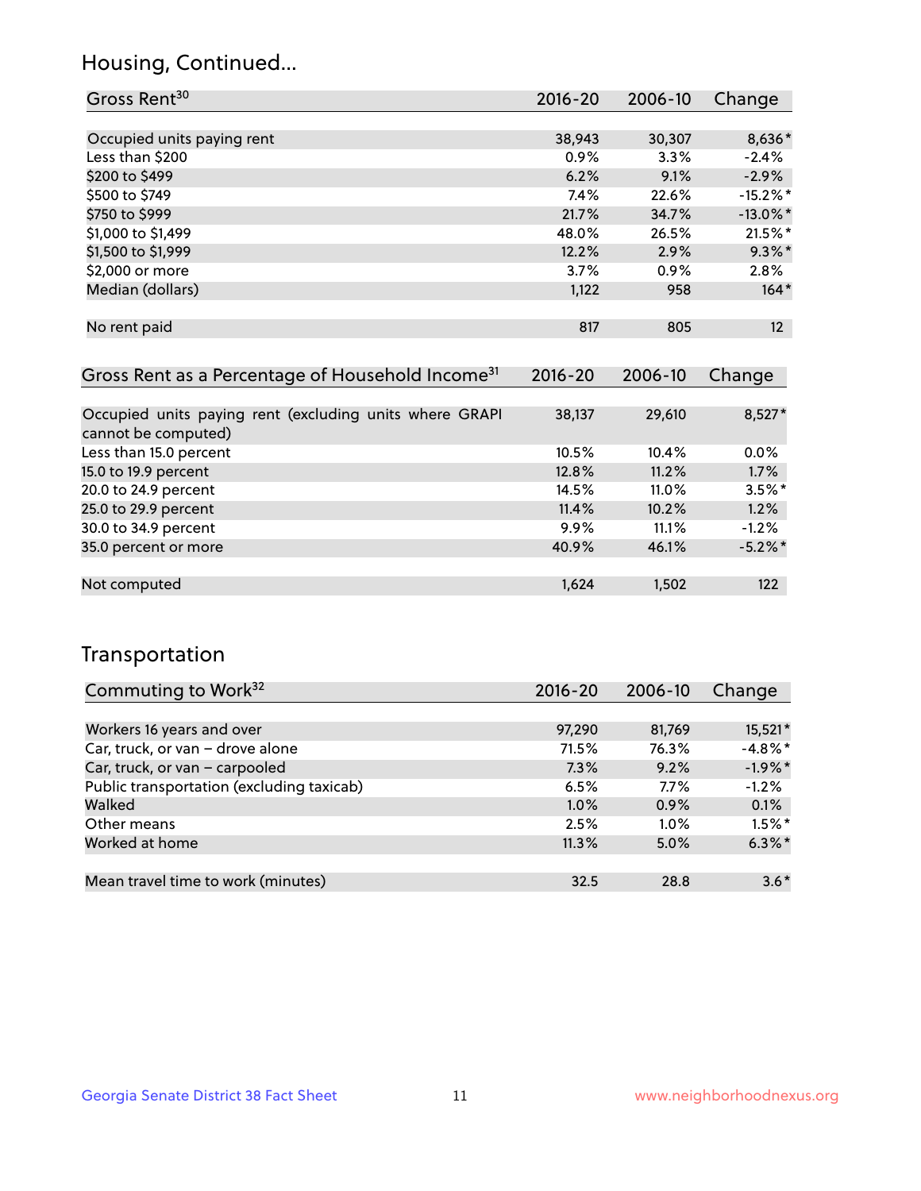## Housing, Continued...

| Gross Rent[30] | 2016-20 | 2006-10 | Change |
|---|---|---|---|
| Occupied units paying rent | 38,943 | 30,307 | 8,636* |
| Less than $200 | 0.9% | 3.3% | -2.4% |
| $200 to $499 | 6.2% | 9.1% | -2.9% |
| $500 to $749 | 7.4% | 22.6% | -15.2%* |
| $750 to $999 | 21.7% | 34.7% | -13.0%* |
| $1,000 to $1,499 | 48.0% | 26.5% | 21.5%* |
| $1,500 to $1,999 | 12.2% | 2.9% | 9.3%* |
| $2,000 or more | 3.7% | 0.9% | 2.8% |
| Median (dollars) | 1,122 | 958 | 164* |
| No rent paid | 817 | 805 | 12 |

| Gross Rent as a Percentage of Household Income[31] | 2016-20 | 2006-10 | Change |
|---|---|---|---|
| Occupied units paying rent (excluding units where GRAPI cannot be computed) | 38,137 | 29,610 | 8,527* |
| Less than 15.0 percent | 10.5% | 10.4% | 0.0% |
| 15.0 to 19.9 percent | 12.8% | 11.2% | 1.7% |
| 20.0 to 24.9 percent | 14.5% | 11.0% | 3.5%* |
| 25.0 to 29.9 percent | 11.4% | 10.2% | 1.2% |
| 30.0 to 34.9 percent | 9.9% | 11.1% | -1.2% |
| 35.0 percent or more | 40.9% | 46.1% | -5.2%* |
| Not computed | 1,624 | 1,502 | 122 |

## Transportation

| Commuting to Work[32] | 2016-20 | 2006-10 | Change |
|---|---|---|---|
| Workers 16 years and over | 97,290 | 81,769 | 15,521* |
| Car, truck, or van – drove alone | 71.5% | 76.3% | -4.8%* |
| Car, truck, or van – carpooled | 7.3% | 9.2% | -1.9%* |
| Public transportation (excluding taxicab) | 6.5% | 7.7% | -1.2% |
| Walked | 1.0% | 0.9% | 0.1% |
| Other means | 2.5% | 1.0% | 1.5%* |
| Worked at home | 11.3% | 5.0% | 6.3%* |
| Mean travel time to work (minutes) | 32.5 | 28.8 | 3.6* |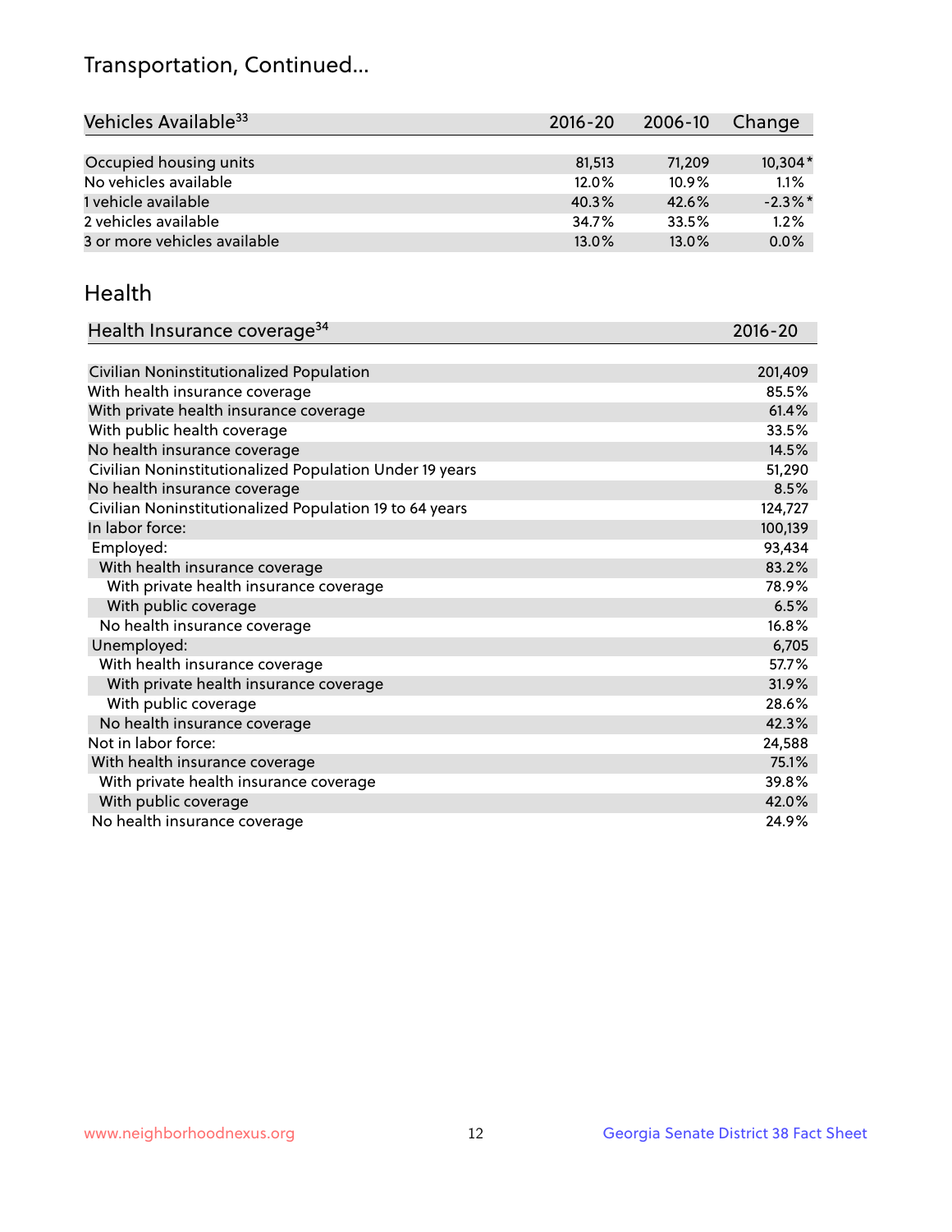# Transportation, Continued...

| Vehicles Available[33] | 2016-20 | 2006-10 | Change |
|---|---|---|---|
| Occupied housing units | 81,513 | 71,209 | 10,304* |
| No vehicles available | 12.0% | 10.9% | 1.1% |
| 1 vehicle available | 40.3% | 42.6% | -2.3%* |
| 2 vehicles available | 34.7% | 33.5% | 1.2% |
| 3 or more vehicles available | 13.0% | 13.0% | 0.0% |

## Health

| Health Insurance coverage[34] | 2016-20 |
|---|---|
| Civilian Noninstitutionalized Population | 201,409 |
| With health insurance coverage | 85.5% |
| With private health insurance coverage | 61.4% |
| With public health coverage | 33.5% |
| No health insurance coverage | 14.5% |
| Civilian Noninstitutionalized Population Under 19 years | 51,290 |
| No health insurance coverage | 8.5% |
| Civilian Noninstitutionalized Population 19 to 64 years | 124,727 |
| In labor force: | 100,139 |
| Employed: | 93,434 |
| With health insurance coverage | 83.2% |
| With private health insurance coverage | 78.9% |
| With public coverage | 6.5% |
| No health insurance coverage | 16.8% |
| Unemployed: | 6,705 |
| With health insurance coverage | 57.7% |
| With private health insurance coverage | 31.9% |
| With public coverage | 28.6% |
| No health insurance coverage | 42.3% |
| Not in labor force: | 24,588 |
| With health insurance coverage | 75.1% |
| With private health insurance coverage | 39.8% |
| With public coverage | 42.0% |
| No health insurance coverage | 24.9% |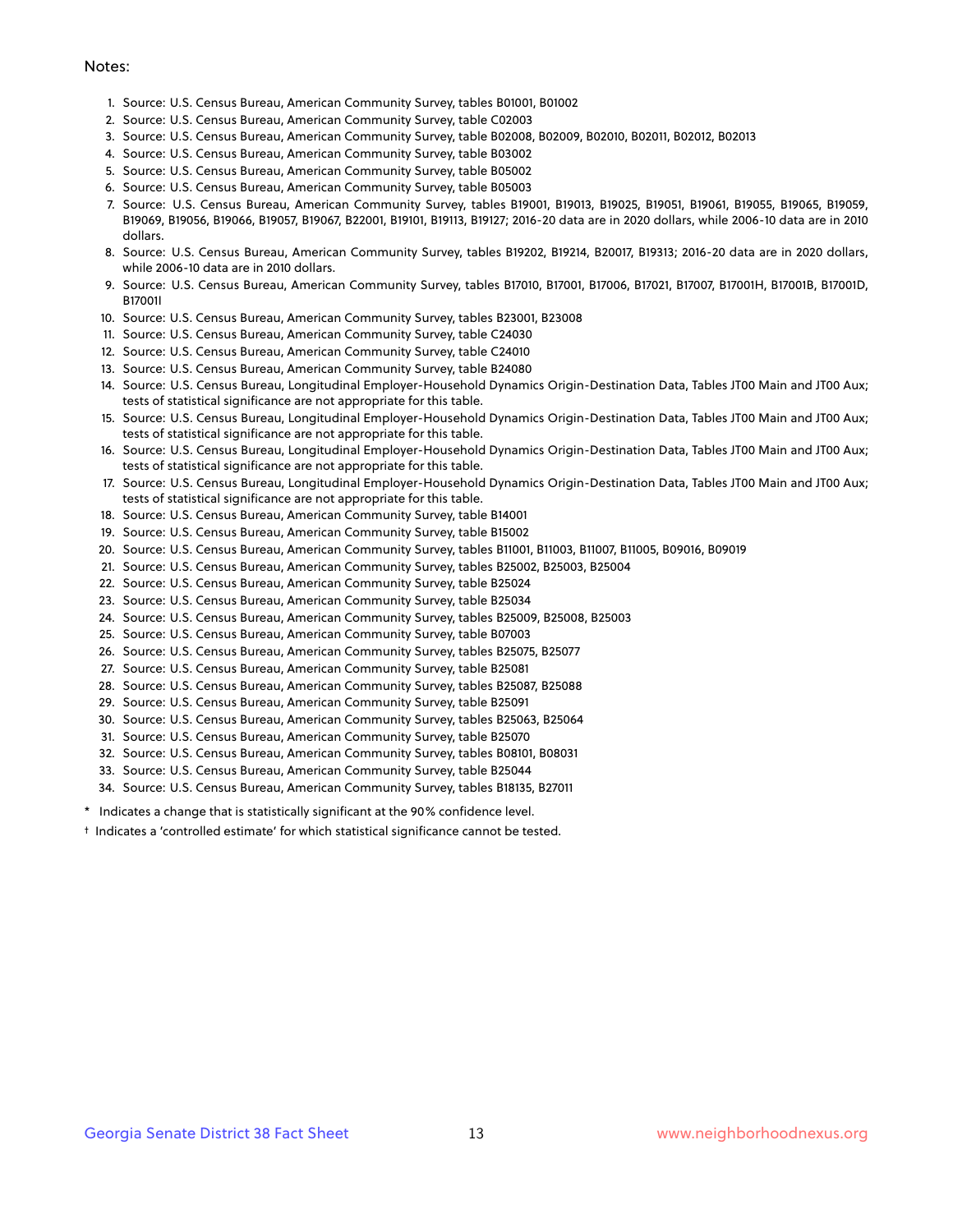Notes:

1. Source: U.S. Census Bureau, American Community Survey, tables B01001, B01002
2. Source: U.S. Census Bureau, American Community Survey, table C02003
3. Source: U.S. Census Bureau, American Community Survey, table B02008, B02009, B02010, B02011, B02012, B02013
4. Source: U.S. Census Bureau, American Community Survey, table B03002
5. Source: U.S. Census Bureau, American Community Survey, table B05002
6. Source: U.S. Census Bureau, American Community Survey, table B05003
7. Source: U.S. Census Bureau, American Community Survey, tables B19001, B19013, B19025, B19051, B19061, B19055, B19065, B19059, B19069, B19056, B19066, B19057, B19067, B22001, B19101, B19113, B19127; 2016-20 data are in 2020 dollars, while 2006-10 data are in 2010 dollars.
8. Source: U.S. Census Bureau, American Community Survey, tables B19202, B19214, B20017, B19313; 2016-20 data are in 2020 dollars, while 2006-10 data are in 2010 dollars.
9. Source: U.S. Census Bureau, American Community Survey, tables B17010, B17001, B17006, B17021, B17007, B17001H, B17001B, B17001D, B17001I
10. Source: U.S. Census Bureau, American Community Survey, tables B23001, B23008
11. Source: U.S. Census Bureau, American Community Survey, table C24030
12. Source: U.S. Census Bureau, American Community Survey, table C24010
13. Source: U.S. Census Bureau, American Community Survey, table B24080
14. Source: U.S. Census Bureau, Longitudinal Employer-Household Dynamics Origin-Destination Data, Tables JT00 Main and JT00 Aux; tests of statistical significance are not appropriate for this table.
15. Source: U.S. Census Bureau, Longitudinal Employer-Household Dynamics Origin-Destination Data, Tables JT00 Main and JT00 Aux; tests of statistical significance are not appropriate for this table.
16. Source: U.S. Census Bureau, Longitudinal Employer-Household Dynamics Origin-Destination Data, Tables JT00 Main and JT00 Aux; tests of statistical significance are not appropriate for this table.
17. Source: U.S. Census Bureau, Longitudinal Employer-Household Dynamics Origin-Destination Data, Tables JT00 Main and JT00 Aux; tests of statistical significance are not appropriate for this table.
18. Source: U.S. Census Bureau, American Community Survey, table B14001
19. Source: U.S. Census Bureau, American Community Survey, table B15002
20. Source: U.S. Census Bureau, American Community Survey, tables B11001, B11003, B11007, B11005, B09016, B09019
21. Source: U.S. Census Bureau, American Community Survey, tables B25002, B25003, B25004
22. Source: U.S. Census Bureau, American Community Survey, table B25024
23. Source: U.S. Census Bureau, American Community Survey, table B25034
24. Source: U.S. Census Bureau, American Community Survey, tables B25009, B25008, B25003
25. Source: U.S. Census Bureau, American Community Survey, table B07003
26. Source: U.S. Census Bureau, American Community Survey, tables B25075, B25077
27. Source: U.S. Census Bureau, American Community Survey, table B25081
28. Source: U.S. Census Bureau, American Community Survey, tables B25087, B25088
29. Source: U.S. Census Bureau, American Community Survey, table B25091
30. Source: U.S. Census Bureau, American Community Survey, tables B25063, B25064
31. Source: U.S. Census Bureau, American Community Survey, table B25070
32. Source: U.S. Census Bureau, American Community Survey, tables B08101, B08031
33. Source: U.S. Census Bureau, American Community Survey, table B25044
34. Source: U.S. Census Bureau, American Community Survey, tables B18135, B27011

\* Indicates a change that is statistically significant at the 90% confidence level.

† Indicates a 'controlled estimate' for which statistical significance cannot be tested.